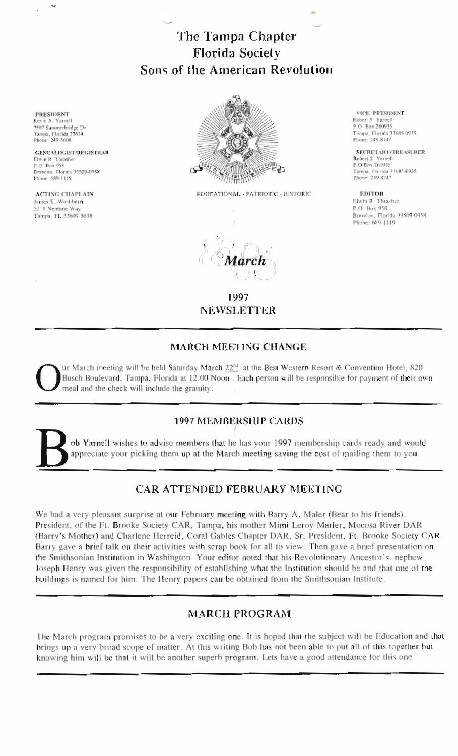# The Tampa Chapter
# Florida Society
# Sons of the American Revolution

**PRESIDENT**
Kevin A. Yarnell
7507 Summerbridge Dr
Tampa, Florida 33634
Phone: 249-5608

**GENEALOGIST/REGISTRAR**
Elwin R. Thrasher
P.O. Box 958
Brandon, Florida 33509-0958
Phone: 689-1119

**ACTING CHAPLAIN**
James E. Washburn
5211 Neptune Way
Tampa, FL 33609-3638

EDUCATIONAL - PATRIOTIC - HISTORIC

**VICE PRESIDENT**
Robert S. Yarnell
P.O. Box 260935
Tampa, Florida 33685-0935
Phone: 249-8747

**SECRETARY/TREASURER**
Robert S. Yarnell
P.O. Box 260935
Tampa, Florida 33685-0935
Phone: 249-8747

**EDITOR**
Elwin R. Thrasher
P.O. Box 958
Brandon, Florida 33509-0958
Phone: 689-1119

*March*

1997
NEWSLETTER

---

## MARCH MEETING CHANGE

Our March meeting will be held Saturday March 22nd at the Best Western Resort & Convention Hotel, 820 Busch Boulevard, Tampa, Florida at 12:00 Noon . Each person will be responsible for payment of their own meal and the check will include the gratuity.

---

## 1997 MEMBERSHIP CARDS

Bob Yarnell wishes to advise members that he has your 1997 membership cards ready and would appreciate your picking them up at the March meeting saving the cost of mailing them to you.

---

## CAR ATTENDED FEBRUARY MEETING

We had a very pleasant surprise at our February meeting with Barry A. Maler (Bear to his friends), President, of the Ft. Brooke Society CAR, Tampa, his mother Mimi Leroy-Marler, Mocosa River DAR (Barry's Mother) and Charlene Herreid, Coral Gables Chapter DAR, Sr. President, Ft. Brooke Society CAR. Barry gave a brief talk on their activities with scrap book for all to view. Then gave a brief presentation on the Smithsonian Institution in Washington. Your editor noted that his Revolutionary Ancestor's nephew Joseph Henry was given the responsibility of establishing what the Institution should be and that one of the buildings is named for him. The Henry papers can be obtained from the Smithsonian Institute.

---

## MARCH PROGRAM

The March program promises to be a very exciting one. It is hoped that the subject will be Education and that brings up a very broad scope of matter. At this writing Bob has not been able to put all of this together but knowing him will be that it will be another superb program. Lets have a good attendance for this one.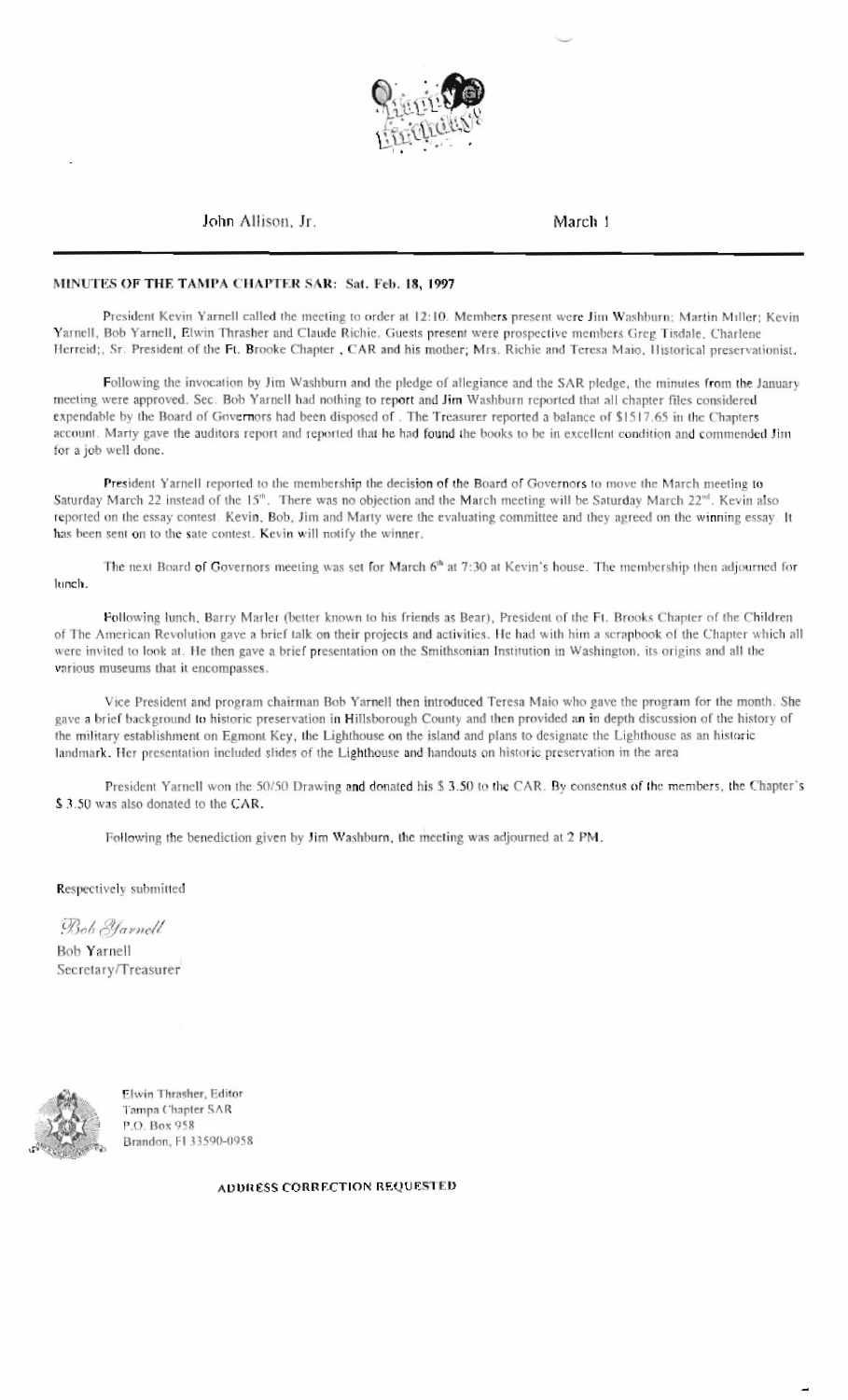Happy Birthday!

John Allison, Jr. March 1

---

**MINUTES OF THE TAMPA CHAPTER SAR: Sat. Feb. 18, 1997**

President Kevin Yarnell called the meeting to order at 12:10. Members present were Jim Washburn; Martin Miller; Kevin Yarnell, Bob Yarnell, Elwin Thrasher and Claude Richie. Guests present were prospective members Greg Tisdale, Charlene Herreid;, Sr. President of the Ft. Brooke Chapter , CAR and his mother; Mrs. Richie and Teresa Maio, Historical preservationist.

Following the invocation by Jim Washburn and the pledge of allegiance and the SAR pledge, the minutes from the January meeting were approved. Sec. Bob Yarnell had nothing to report and Jim Washburn reported that all chapter files considered expendable by the Board of Governors had been disposed of . The Treasurer reported a balance of $1517.65 in the Chapters account. Marty gave the auditors report and reported that he had found the books to be in excellent condition and commended Jim for a job well done.

President Yarnell reported to the membership the decision of the Board of Governors to move the March meeting to Saturday March 22 instead of the 15th. There was no objection and the March meeting will be Saturday March 22nd. Kevin also reported on the essay contest. Kevin, Bob, Jim and Marty were the evaluating committee and they agreed on the winning essay. It has been sent on to the sate contest. Kevin will notify the winner.

The next Board of Governors meeting was set for March 6th at 7:30 at Kevin's house. The membership then adjourned for lunch.

Following lunch, Barry Marler (better known to his friends as Bear), President of the Ft. Brooks Chapter of the Children of The American Revolution gave a brief talk on their projects and activities. He had with him a scrapbook of the Chapter which all were invited to look at. He then gave a brief presentation on the Smithsonian Institution in Washington, its origins and all the various museums that it encompasses.

Vice President and program chairman Bob Yarnell then introduced Teresa Maio who gave the program for the month. She gave a brief background to historic preservation in Hillsborough County and then provided an in depth discussion of the history of the military establishment on Egmont Key, the Lighthouse on the island and plans to designate the Lighthouse as an historic landmark. Her presentation included slides of the Lighthouse and handouts on historic preservation in the area

President Yarnell won the 50/50 Drawing and donated his $ 3.50 to the CAR. By consensus of the members, the Chapter's $ 3.50 was also donated to the CAR.

Following the benediction given by Jim Washburn, the meeting was adjourned at 2 PM.

Respectively submitted

*Bob Yarnell*

Bob Yarnell
Secretary/Treasurer

Elwin Thrasher, Editor
Tampa Chapter SAR
P.O. Box 958
Brandon, Fl 33590-0958

ADDRESS CORRECTION REQUESTED